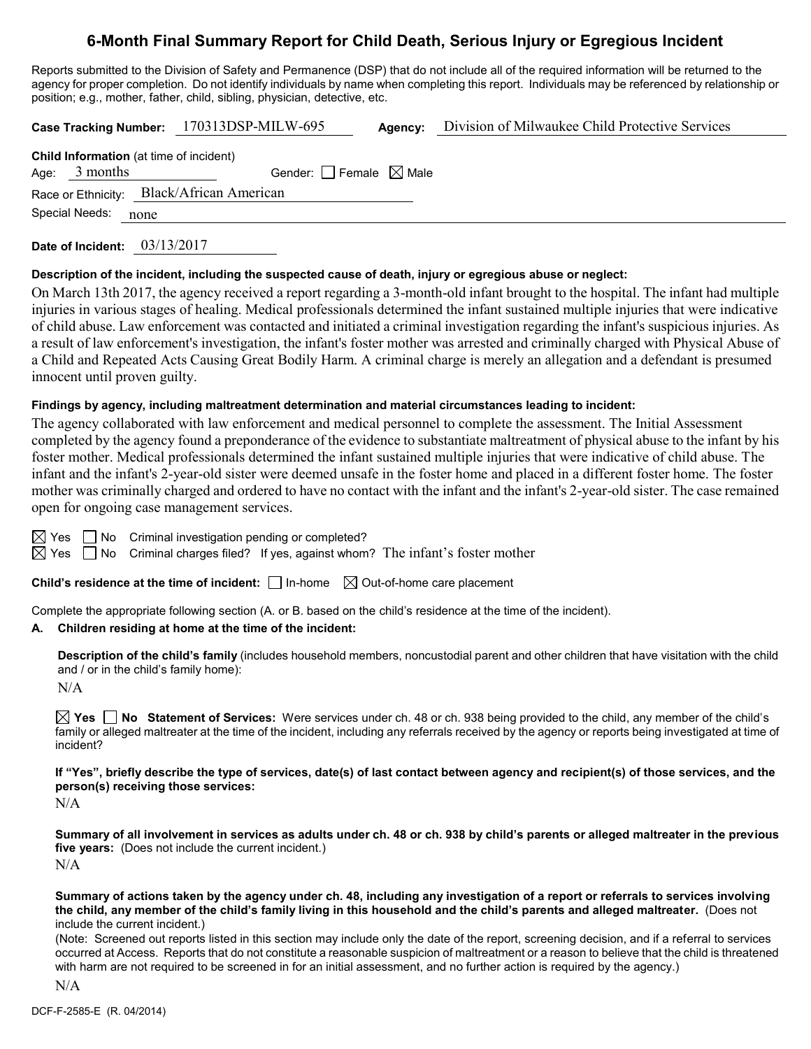# 6-Month Final Summary Report for Child Death, Serious Injury or Egregious Incident

Reports submitted to the Division of Safety and Permanence (DSP) that do not include all of the required information will be returned to the agency for proper completion. Do not identify individuals by name when completing this report. Individuals may be referenced by relationship or position; e.g., mother, father, child, sibling, physician, detective, etc.

**Case Tracking Number:** 170313DSP-MILW-695 **Agency:** Division of Milwaukee Child Protective Services

**Child Information** (at time of incident)

Age: 3 months Gender: ☐ Female ☒ Male

Race or Ethnicity: Black/African American

Special Needs: none

**Date of Incident:** 03/13/2017

**Description of the incident, including the suspected cause of death, injury or egregious abuse or neglect:**

On March 13th 2017, the agency received a report regarding a 3-month-old infant brought to the hospital. The infant had multiple injuries in various stages of healing. Medical professionals determined the infant sustained multiple injuries that were indicative of child abuse. Law enforcement was contacted and initiated a criminal investigation regarding the infant's suspicious injuries. As a result of law enforcement's investigation, the infant's foster mother was arrested and criminally charged with Physical Abuse of a Child and Repeated Acts Causing Great Bodily Harm. A criminal charge is merely an allegation and a defendant is presumed innocent until proven guilty.

**Findings by agency, including maltreatment determination and material circumstances leading to incident:**

The agency collaborated with law enforcement and medical personnel to complete the assessment. The Initial Assessment completed by the agency found a preponderance of the evidence to substantiate maltreatment of physical abuse to the infant by his foster mother. Medical professionals determined the infant sustained multiple injuries that were indicative of child abuse. The infant and the infant's 2-year-old sister were deemed unsafe in the foster home and placed in a different foster home. The foster mother was criminally charged and ordered to have no contact with the infant and the infant's 2-year-old sister. The case remained open for ongoing case management services.

☒ Yes ☐ No Criminal investigation pending or completed?

☒ Yes ☐ No Criminal charges filed? If yes, against whom? The infant's foster mother

**Child's residence at the time of incident:** ☐ In-home ☒ Out-of-home care placement

Complete the appropriate following section (A. or B. based on the child's residence at the time of the incident).

**A. Children residing at home at the time of the incident:**

**Description of the child's family** (includes household members, noncustodial parent and other children that have visitation with the child and / or in the child's family home):

N/A

☒ **Yes** ☐ **No Statement of Services:** Were services under ch. 48 or ch. 938 being provided to the child, any member of the child's family or alleged maltreater at the time of the incident, including any referrals received by the agency or reports being investigated at time of incident?

**If "Yes", briefly describe the type of services, date(s) of last contact between agency and recipient(s) of those services, and the person(s) receiving those services:**

N/A

**Summary of all involvement in services as adults under ch. 48 or ch. 938 by child's parents or alleged maltreater in the previous five years:** (Does not include the current incident.)

N/A

**Summary of actions taken by the agency under ch. 48, including any investigation of a report or referrals to services involving the child, any member of the child's family living in this household and the child's parents and alleged maltreater.** (Does not include the current incident.)

(Note: Screened out reports listed in this section may include only the date of the report, screening decision, and if a referral to services occurred at Access. Reports that do not constitute a reasonable suspicion of maltreatment or a reason to believe that the child is threatened with harm are not required to be screened in for an initial assessment, and no further action is required by the agency.)

N/A

DCF-F-2585-E (R. 04/2014)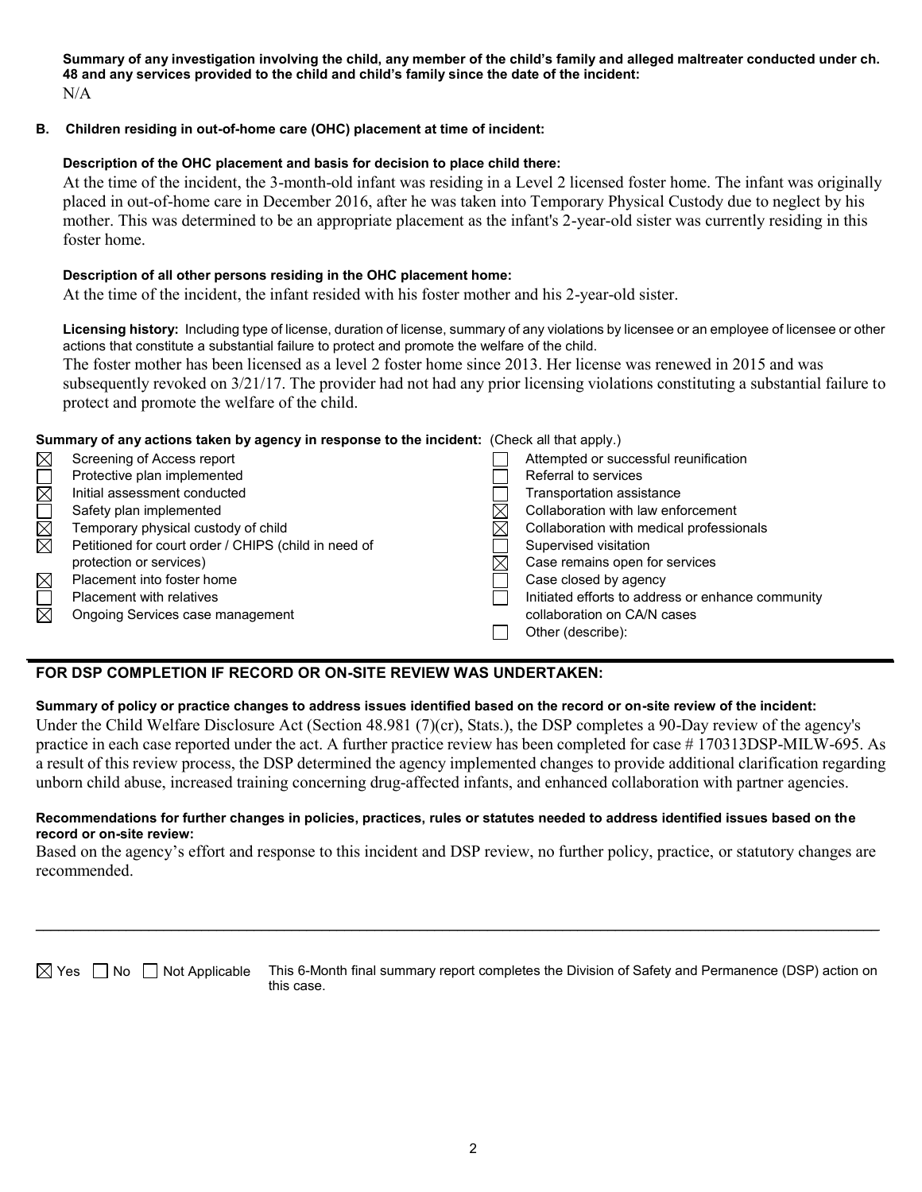**Summary of any investigation involving the child, any member of the child's family and alleged maltreater conducted under ch. 48 and any services provided to the child and child's family since the date of the incident:**

N/A

**B. Children residing in out-of-home care (OHC) placement at time of incident:**

**Description of the OHC placement and basis for decision to place child there:**

At the time of the incident, the 3-month-old infant was residing in a Level 2 licensed foster home. The infant was originally placed in out-of-home care in December 2016, after he was taken into Temporary Physical Custody due to neglect by his mother. This was determined to be an appropriate placement as the infant's 2-year-old sister was currently residing in this foster home.

**Description of all other persons residing in the OHC placement home:**

At the time of the incident, the infant resided with his foster mother and his 2-year-old sister.

**Licensing history:** Including type of license, duration of license, summary of any violations by licensee or an employee of licensee or other actions that constitute a substantial failure to protect and promote the welfare of the child.

The foster mother has been licensed as a level 2 foster home since 2013. Her license was renewed in 2015 and was subsequently revoked on 3/21/17. The provider had not had any prior licensing violations constituting a substantial failure to protect and promote the welfare of the child.

**Summary of any actions taken by agency in response to the incident:** (Check all that apply.)

- ☒ Screening of Access report
- ☐ Protective plan implemented
- ☒ Initial assessment conducted
- ☐ Safety plan implemented
- ☒ Temporary physical custody of child
- ☒ Petitioned for court order / CHIPS (child in need of protection or services)
- ☒ Placement into foster home
- ☐ Placement with relatives
- ☒ Ongoing Services case management
- ☐ Attempted or successful reunification
- ☐ Referral to services
- ☐ Transportation assistance
- ☒ Collaboration with law enforcement
- ☒ Collaboration with medical professionals
- ☐ Supervised visitation
- ☒ Case remains open for services
- ☐ Case closed by agency
- ☐ Initiated efforts to address or enhance community collaboration on CA/N cases
- ☐ Other (describe):

## FOR DSP COMPLETION IF RECORD OR ON-SITE REVIEW WAS UNDERTAKEN:

**Summary of policy or practice changes to address issues identified based on the record or on-site review of the incident:**

Under the Child Welfare Disclosure Act (Section 48.981 (7)(cr), Stats.), the DSP completes a 90-Day review of the agency's practice in each case reported under the act. A further practice review has been completed for case # 170313DSP-MILW-695. As a result of this review process, the DSP determined the agency implemented changes to provide additional clarification regarding unborn child abuse, increased training concerning drug-affected infants, and enhanced collaboration with partner agencies.

**Recommendations for further changes in policies, practices, rules or statutes needed to address identified issues based on the record or on-site review:**

Based on the agency's effort and response to this incident and DSP review, no further policy, practice, or statutory changes are recommended.

---

☒ Yes ☐ No ☐ Not Applicable This 6-Month final summary report completes the Division of Safety and Permanence (DSP) action on this case.